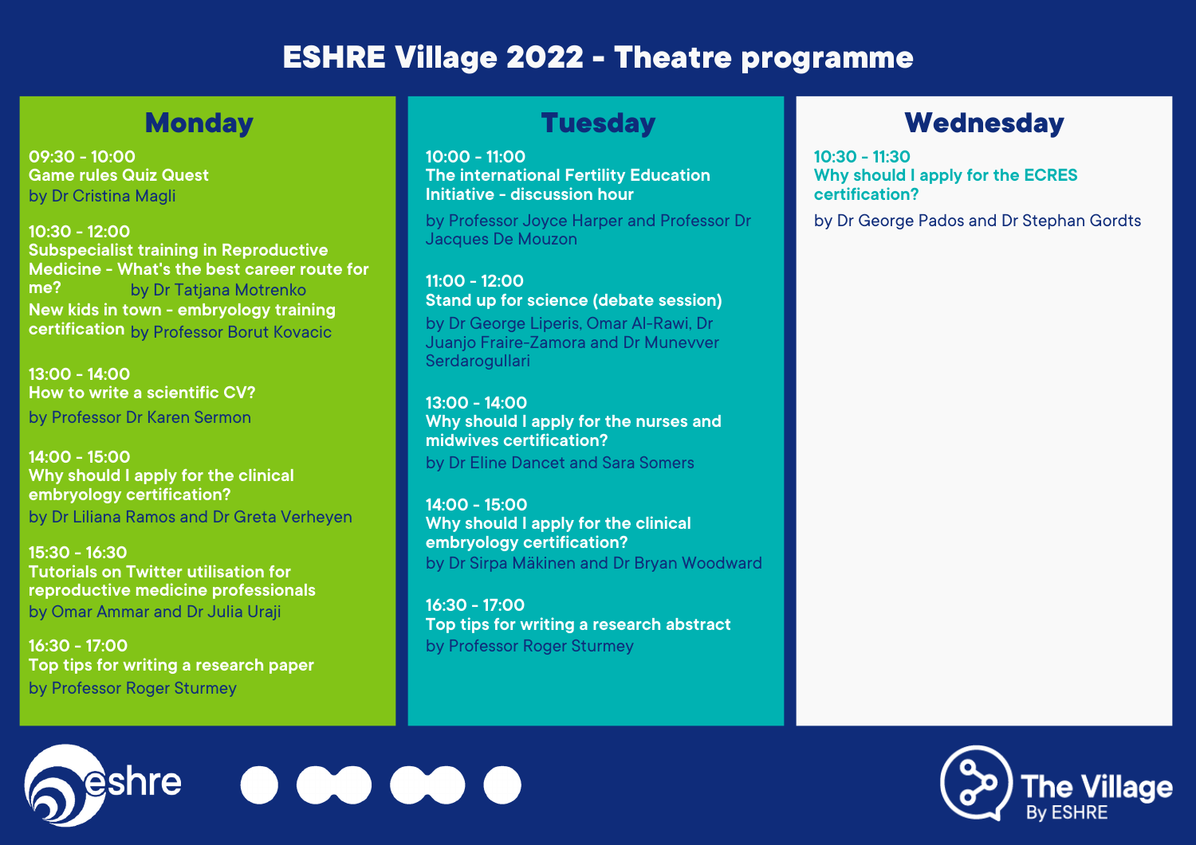# ESHRE Village 2022 - Theatre programme

## Monday

**09:30 - 10:00**
**Game rules Quiz Quest**
by Dr Cristina Magli

**10:30 - 12:00**
**Subspecialist training in Reproductive Medicine - What's the best career route for me?** by Dr Tatjana Motrenko
**New kids in town - embryology training certification** by Professor Borut Kovacic

**13:00 - 14:00**
**How to write a scientific CV?**
by Professor Dr Karen Sermon

**14:00 - 15:00**
**Why should I apply for the clinical embryology certification?**
by Dr Liliana Ramos and Dr Greta Verheyen

**15:30 - 16:30**
**Tutorials on Twitter utilisation for reproductive medicine professionals**
by Omar Ammar and Dr Julia Uraji

**16:30 - 17:00**
**Top tips for writing a research paper**
by Professor Roger Sturmey

## Tuesday

**10:00 - 11:00**
**The international Fertility Education Initiative - discussion hour**
by Professor Joyce Harper and Professor Dr Jacques De Mouzon

**11:00 - 12:00**
**Stand up for science (debate session)**
by Dr George Liperis, Omar Al-Rawi, Dr Juanjo Fraire-Zamora and Dr Munevver Serdarogullari

**13:00 - 14:00**
**Why should I apply for the nurses and midwives certification?**
by Dr Eline Dancet and Sara Somers

**14:00 - 15:00**
**Why should I apply for the clinical embryology certification?**
by Dr Sirpa Mäkinen and Dr Bryan Woodward

**16:30 - 17:00**
**Top tips for writing a research abstract**
by Professor Roger Sturmey

## Wednesday

**10:30 - 11:30**
**Why should I apply for the ECRES certification?**
by Dr George Pados and Dr Stephan Gordts

eshre

The Village
By ESHRE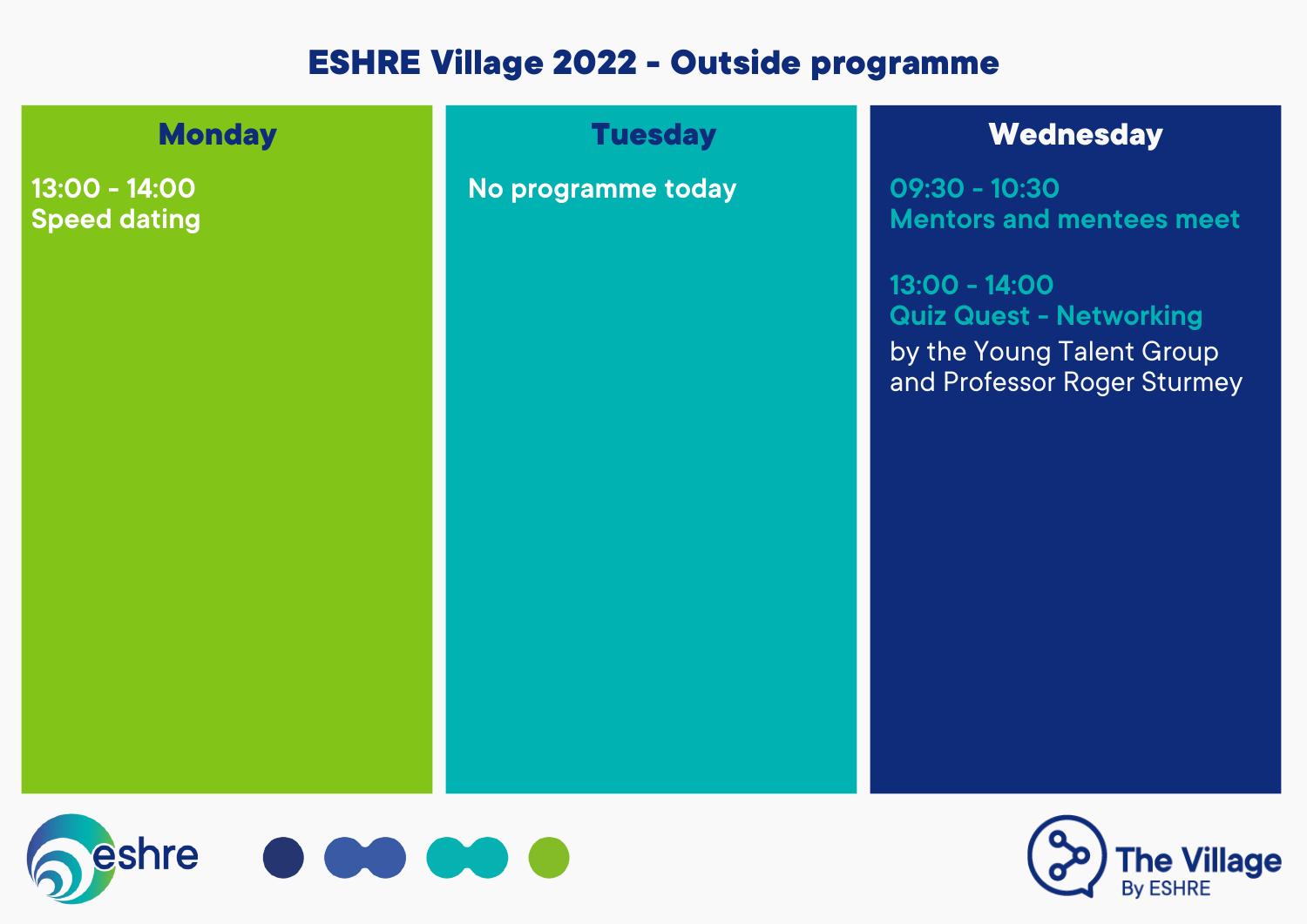# ESHRE Village 2022 - Outside programme

## Monday

**13:00 - 14:00**
**Speed dating**

## Tuesday

**No programme today**

## Wednesday

**09:30 - 10:30**
**Mentors and mentees meet**

**13:00 - 14:00**
**Quiz Quest - Networking**
by the Young Talent Group and Professor Roger Sturmey

eshre

The Village
By ESHRE